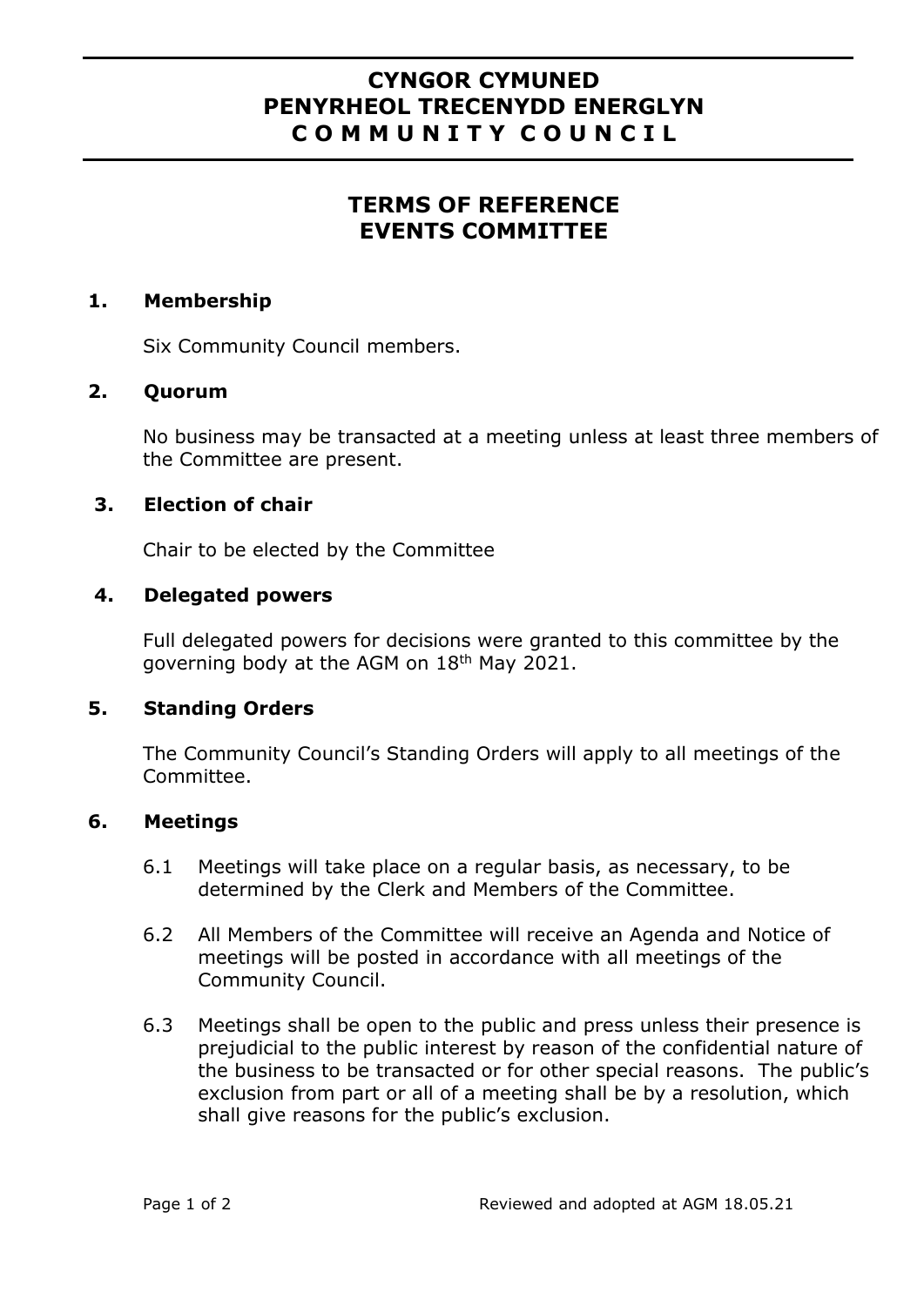# CYNGOR CYMUNED PENYRHEOL TRECENYDD ENERGLYN C O M M U N I T Y C O U N C I L

## TERMS OF REFERENCE EVENTS COMMITTEE

### 1. Membership

Six Community Council members.

### 2. Quorum

No business may be transacted at a meeting unless at least three members of the Committee are present.

### 3. Election of chair

Chair to be elected by the Committee

### 4. Delegated powers

Full delegated powers for decisions were granted to this committee by the governing body at the AGM on 18th May 2021.

### 5. Standing Orders

The Community Council's Standing Orders will apply to all meetings of the Committee.

### 6. Meetings

6.1 Meetings will take place on a regular basis, as necessary, to be determined by the Clerk and Members of the Committee.

6.2 All Members of the Committee will receive an Agenda and Notice of meetings will be posted in accordance with all meetings of the Community Council.

6.3 Meetings shall be open to the public and press unless their presence is prejudicial to the public interest by reason of the confidential nature of the business to be transacted or for other special reasons. The public's exclusion from part or all of a meeting shall be by a resolution, which shall give reasons for the public's exclusion.

Reviewed and adopted at AGM 18.05.21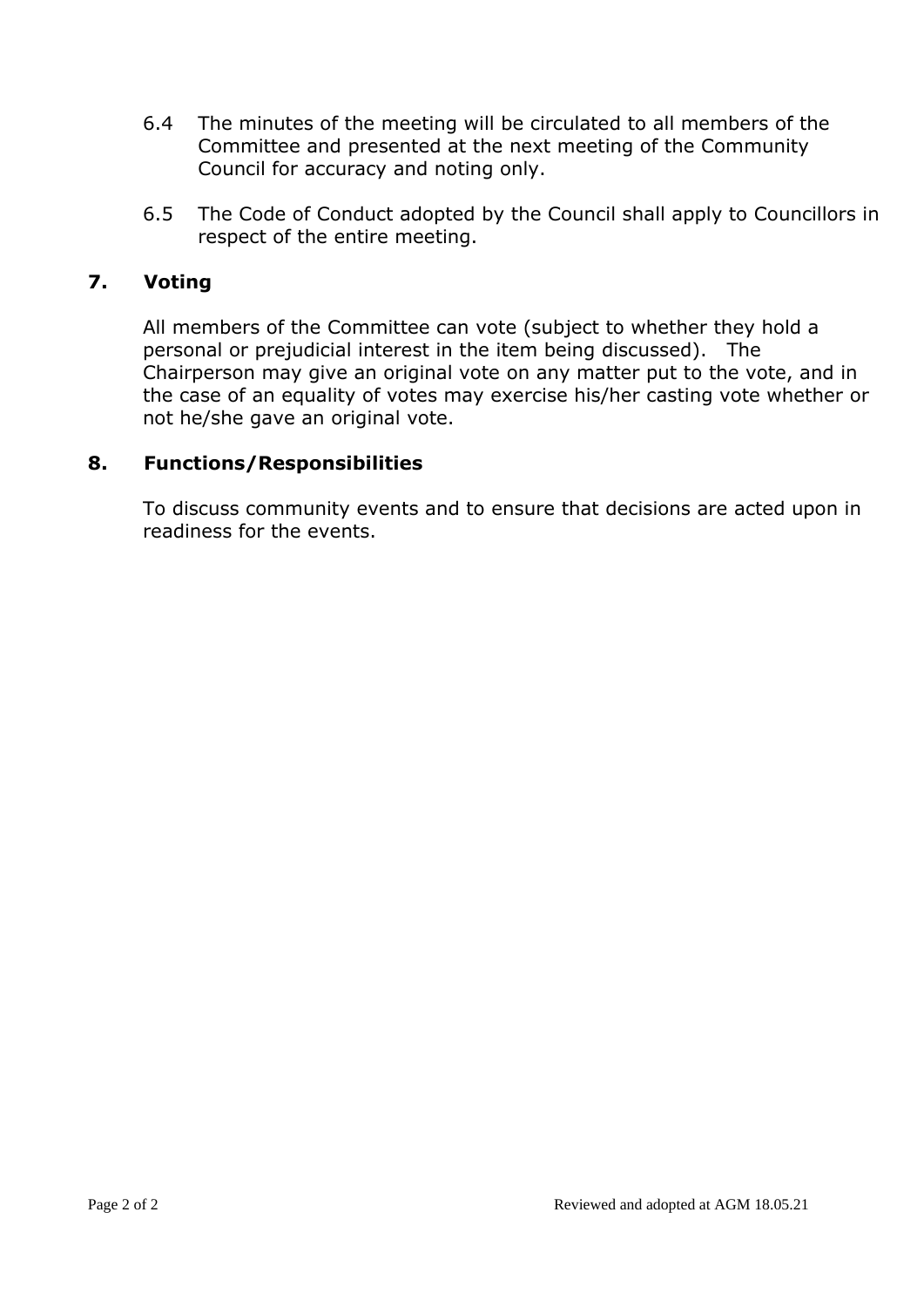6.4 The minutes of the meeting will be circulated to all members of the Committee and presented at the next meeting of the Community Council for accuracy and noting only.

6.5 The Code of Conduct adopted by the Council shall apply to Councillors in respect of the entire meeting.

## 7. Voting

All members of the Committee can vote (subject to whether they hold a personal or prejudicial interest in the item being discussed). The Chairperson may give an original vote on any matter put to the vote, and in the case of an equality of votes may exercise his/her casting vote whether or not he/she gave an original vote.

## 8. Functions/Responsibilities

To discuss community events and to ensure that decisions are acted upon in readiness for the events.

Reviewed and adopted at AGM 18.05.21